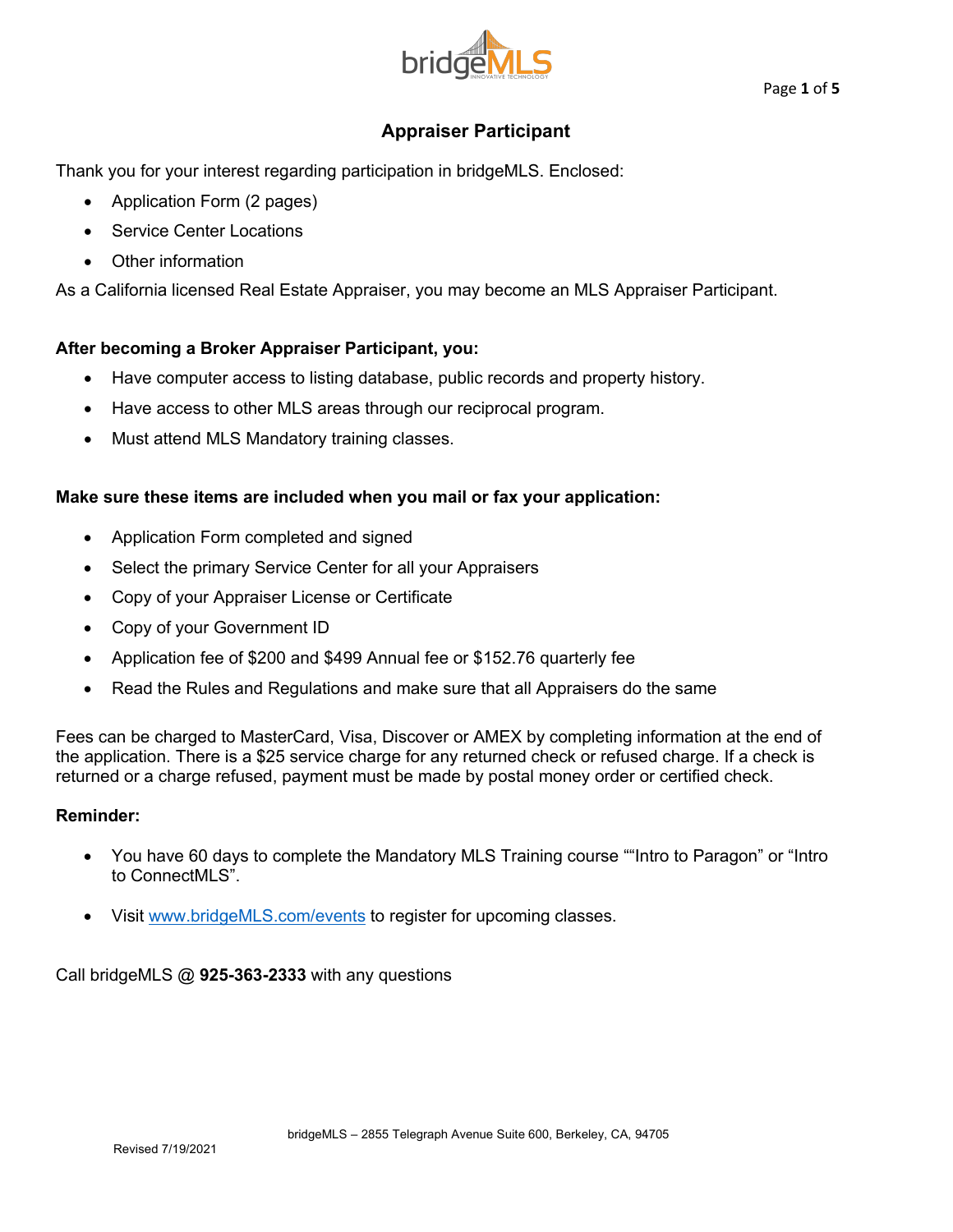# Appraiser Participant

Thank you for your interest regarding participation in bridgeMLS. Enclosed:

- Application Form (2 pages)
- Service Center Locations
- Other information

As a California licensed Real Estate Appraiser, you may become an MLS Appraiser Participant.

**After becoming a Broker Appraiser Participant, you:**

- Have computer access to listing database, public records and property history.
- Have access to other MLS areas through our reciprocal program.
- Must attend MLS Mandatory training classes.

**Make sure these items are included when you mail or fax your application:**

- Application Form completed and signed
- Select the primary Service Center for all your Appraisers
- Copy of your Appraiser License or Certificate
- Copy of your Government ID
- Application fee of $200 and $499 Annual fee or $152.76 quarterly fee
- Read the Rules and Regulations and make sure that all Appraisers do the same

Fees can be charged to MasterCard, Visa, Discover or AMEX by completing information at the end of the application. There is a $25 service charge for any returned check or refused charge. If a check is returned or a charge refused, payment must be made by postal money order or certified check.

**Reminder:**

- You have 60 days to complete the Mandatory MLS Training course ""Intro to Paragon" or "Intro to ConnectMLS".
- Visit [www.bridgeMLS.com/events](http://www.bridgeMLS.com/events) to register for upcoming classes.

Call bridgeMLS @ **925-363-2333** with any questions

bridgeMLS – 2855 Telegraph Avenue Suite 600, Berkeley, CA, 94705

Revised 7/19/2021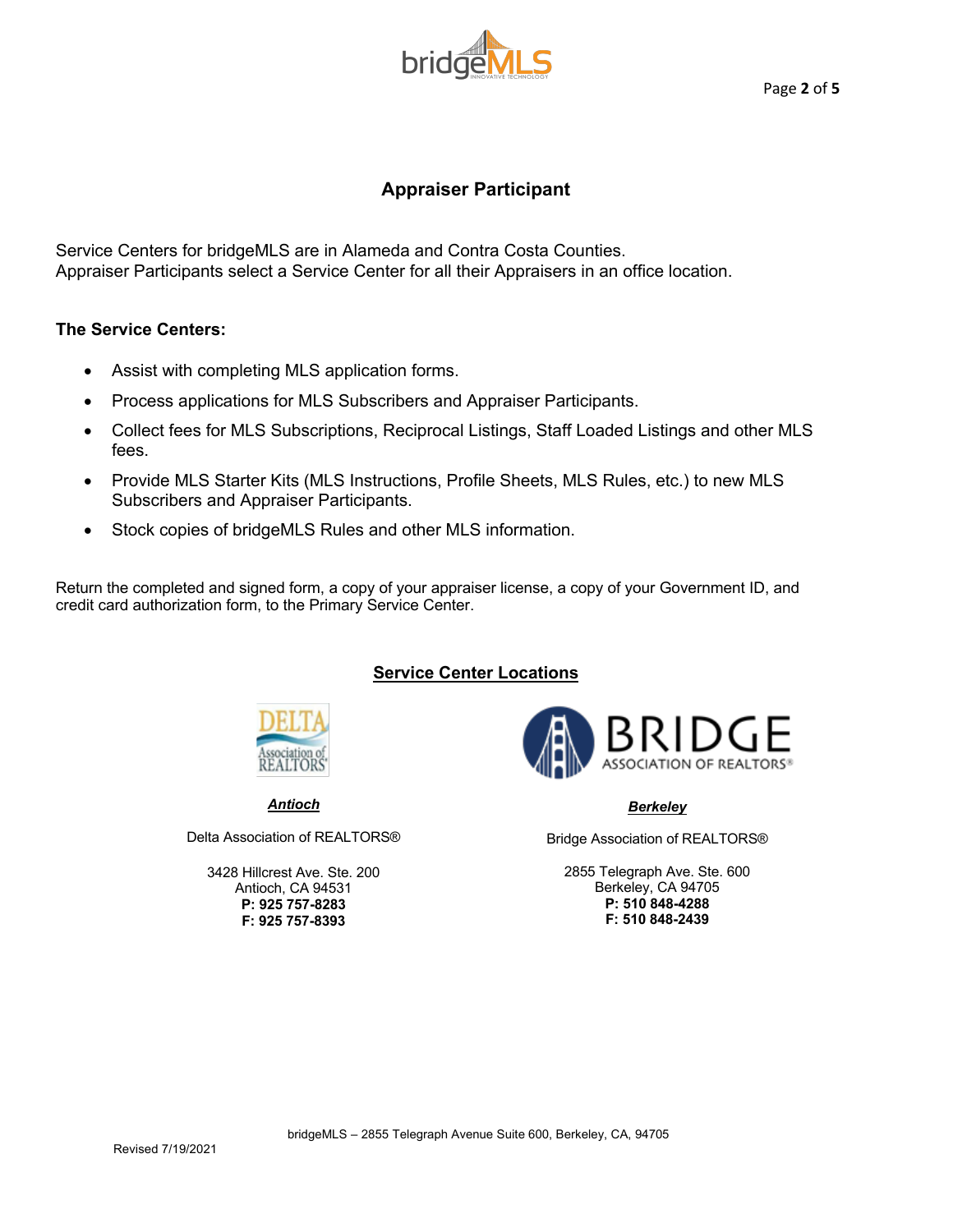# Appraiser Participant

Service Centers for bridgeMLS are in Alameda and Contra Costa Counties.
Appraiser Participants select a Service Center for all their Appraisers in an office location.

**The Service Centers:**

- Assist with completing MLS application forms.
- Process applications for MLS Subscribers and Appraiser Participants.
- Collect fees for MLS Subscriptions, Reciprocal Listings, Staff Loaded Listings and other MLS fees.
- Provide MLS Starter Kits (MLS Instructions, Profile Sheets, MLS Rules, etc.) to new MLS Subscribers and Appraiser Participants.
- Stock copies of bridgeMLS Rules and other MLS information.

Return the completed and signed form, a copy of your appraiser license, a copy of your Government ID, and credit card authorization form, to the Primary Service Center.

## Service Center Locations

***Antioch***

Delta Association of REALTORS®

3428 Hillcrest Ave. Ste. 200
Antioch, CA 94531
**P: 925 757-8283**
**F: 925 757-8393**

***Berkeley***

Bridge Association of REALTORS®

2855 Telegraph Ave. Ste. 600
Berkeley, CA 94705
**P: 510 848-4288**
**F: 510 848-2439**

bridgeMLS – 2855 Telegraph Avenue Suite 600, Berkeley, CA, 94705

Revised 7/19/2021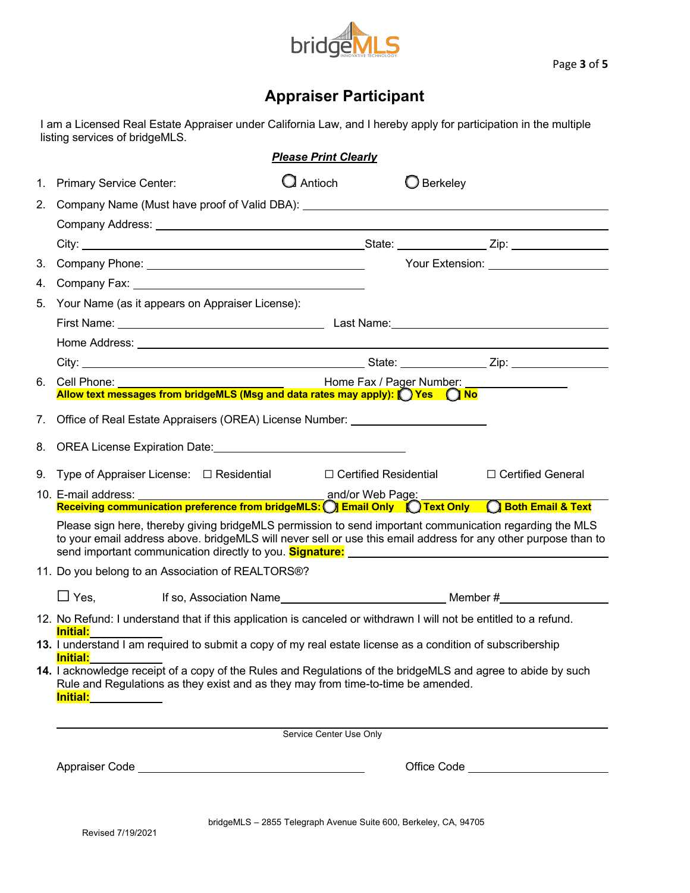# Appraiser Participant

I am a Licensed Real Estate Appraiser under California Law, and I hereby apply for participation in the multiple listing services of bridgeMLS.

***Please Print Clearly***

1. Primary Service Center: ◯ Antioch ◯ Berkeley
2. Company Name (Must have proof of Valid DBA): ______________________

   Company Address: ______________________

   City: ______________________ State: __________ Zip: __________
3. Company Phone: ______________________ Your Extension: __________
4. Company Fax: ______________________
5. Your Name (as it appears on Appraiser License):

   First Name: ______________________ Last Name: ______________________

   Home Address: ______________________

   City: ______________________ State: __________ Zip: __________
6. Cell Phone: ______________________ Home Fax / Pager Number: __________

   **Allow text messages from bridgeMLS (Msg and data rates may apply):** ◯ **Yes** ◯ **No**
7. Office of Real Estate Appraisers (OREA) License Number: ______________________
8. OREA License Expiration Date: ______________________
9. Type of Appraiser License: ☐ Residential ☐ Certified Residential ☐ Certified General
10. E-mail address: ______________________ and/or Web Page: ______________________

    **Receiving communication preference from bridgeMLS:** ◯ **Email Only** ◯ **Text Only** ◯ **Both Email & Text**

    Please sign here, thereby giving bridgeMLS permission to send important communication regarding the MLS to your email address above. bridgeMLS will never sell or use this email address for any other purpose than to send important communication directly to you. **Signature:** ______________________
11. Do you belong to an Association of REALTORS®?

    ☐ Yes, If so, Association Name ______________________ Member # __________
12. No Refund: I understand that if this application is canceled or withdrawn I will not be entitled to a refund.

    **Initial:** __________
13. I understand I am required to submit a copy of my real estate license as a condition of subscribership

    **Initial:** __________
14. I acknowledge receipt of a copy of the Rules and Regulations of the bridgeMLS and agree to abide by such Rule and Regulations as they exist and as they may from time-to-time be amended.

    **Initial:** __________

---

Service Center Use Only

Appraiser Code ______________________ Office Code ______________________

bridgeMLS – 2855 Telegraph Avenue Suite 600, Berkeley, CA, 94705

Revised 7/19/2021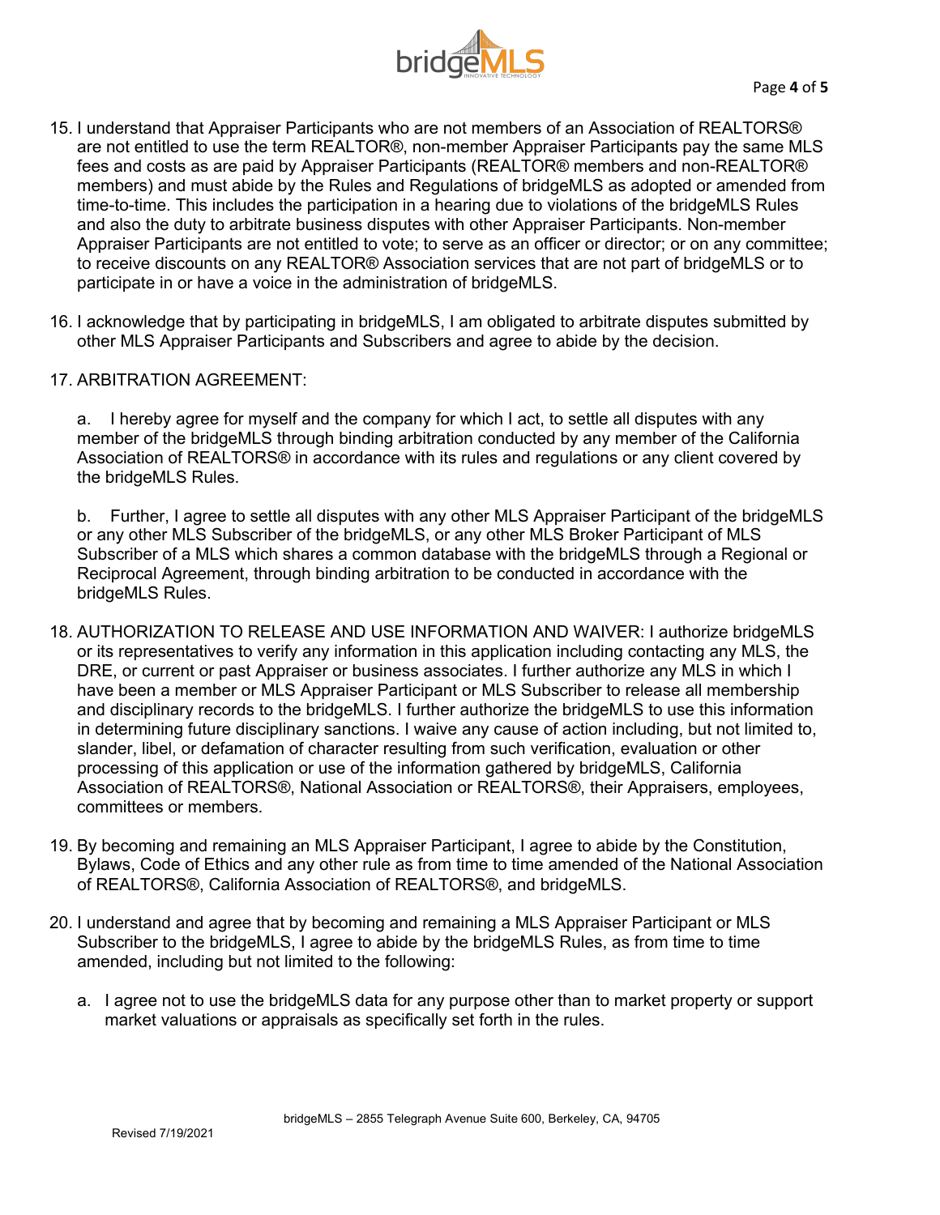15. I understand that Appraiser Participants who are not members of an Association of REALTORS® are not entitled to use the term REALTOR®, non-member Appraiser Participants pay the same MLS fees and costs as are paid by Appraiser Participants (REALTOR® members and non-REALTOR® members) and must abide by the Rules and Regulations of bridgeMLS as adopted or amended from time-to-time. This includes the participation in a hearing due to violations of the bridgeMLS Rules and also the duty to arbitrate business disputes with other Appraiser Participants. Non-member Appraiser Participants are not entitled to vote; to serve as an officer or director; or on any committee; to receive discounts on any REALTOR® Association services that are not part of bridgeMLS or to participate in or have a voice in the administration of bridgeMLS.

16. I acknowledge that by participating in bridgeMLS, I am obligated to arbitrate disputes submitted by other MLS Appraiser Participants and Subscribers and agree to abide by the decision.

17. ARBITRATION AGREEMENT:

    a. I hereby agree for myself and the company for which I act, to settle all disputes with any member of the bridgeMLS through binding arbitration conducted by any member of the California Association of REALTORS® in accordance with its rules and regulations or any client covered by the bridgeMLS Rules.

    b. Further, I agree to settle all disputes with any other MLS Appraiser Participant of the bridgeMLS or any other MLS Subscriber of the bridgeMLS, or any other MLS Broker Participant of MLS Subscriber of a MLS which shares a common database with the bridgeMLS through a Regional or Reciprocal Agreement, through binding arbitration to be conducted in accordance with the bridgeMLS Rules.

18. AUTHORIZATION TO RELEASE AND USE INFORMATION AND WAIVER: I authorize bridgeMLS or its representatives to verify any information in this application including contacting any MLS, the DRE, or current or past Appraiser or business associates. I further authorize any MLS in which I have been a member or MLS Appraiser Participant or MLS Subscriber to release all membership and disciplinary records to the bridgeMLS. I further authorize the bridgeMLS to use this information in determining future disciplinary sanctions. I waive any cause of action including, but not limited to, slander, libel, or defamation of character resulting from such verification, evaluation or other processing of this application or use of the information gathered by bridgeMLS, California Association of REALTORS®, National Association or REALTORS®, their Appraisers, employees, committees or members.

19. By becoming and remaining an MLS Appraiser Participant, I agree to abide by the Constitution, Bylaws, Code of Ethics and any other rule as from time to time amended of the National Association of REALTORS®, California Association of REALTORS®, and bridgeMLS.

20. I understand and agree that by becoming and remaining a MLS Appraiser Participant or MLS Subscriber to the bridgeMLS, I agree to abide by the bridgeMLS Rules, as from time to time amended, including but not limited to the following:

    a. I agree not to use the bridgeMLS data for any purpose other than to market property or support market valuations or appraisals as specifically set forth in the rules.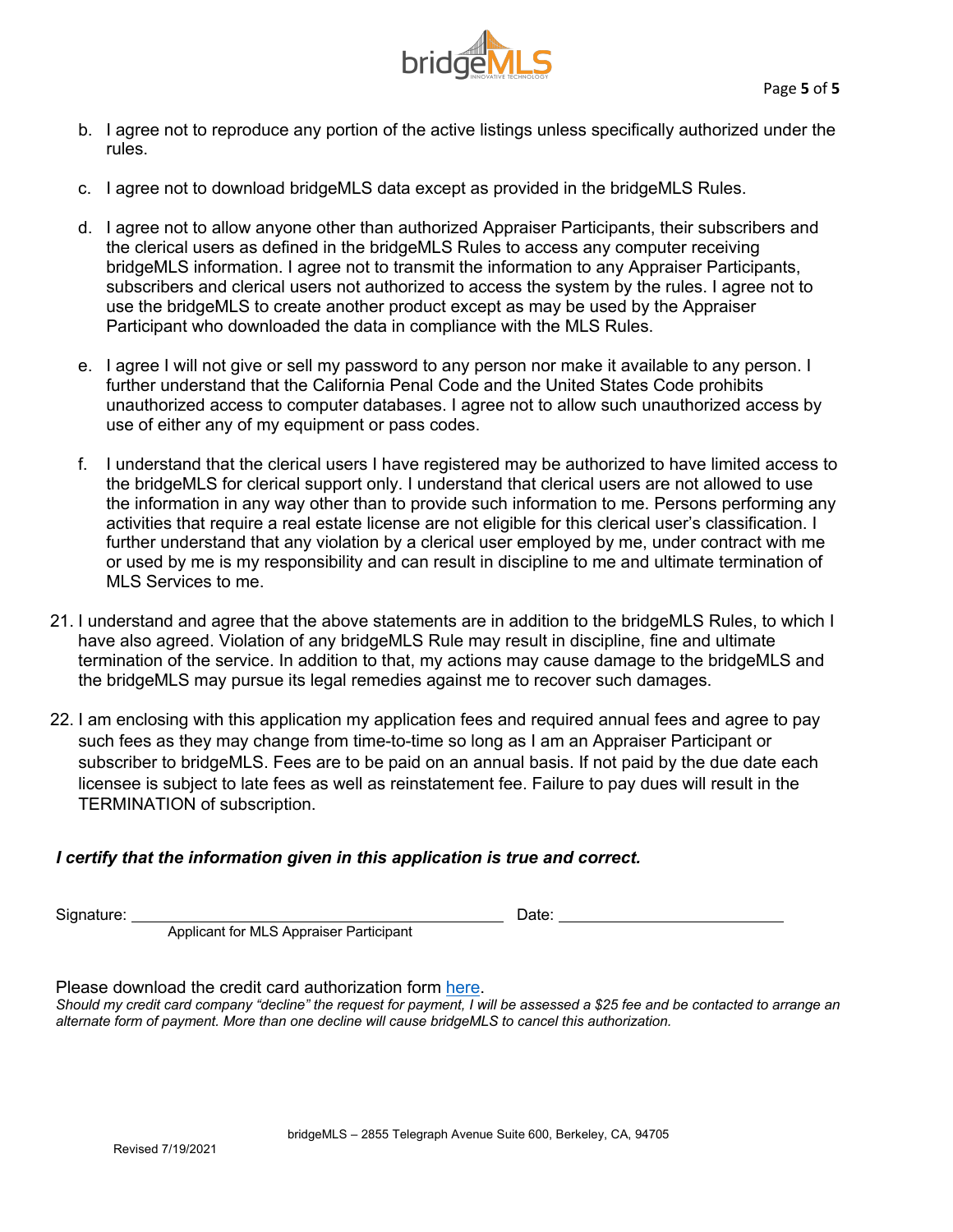b. I agree not to reproduce any portion of the active listings unless specifically authorized under the rules.

c. I agree not to download bridgeMLS data except as provided in the bridgeMLS Rules.

d. I agree not to allow anyone other than authorized Appraiser Participants, their subscribers and the clerical users as defined in the bridgeMLS Rules to access any computer receiving bridgeMLS information. I agree not to transmit the information to any Appraiser Participants, subscribers and clerical users not authorized to access the system by the rules. I agree not to use the bridgeMLS to create another product except as may be used by the Appraiser Participant who downloaded the data in compliance with the MLS Rules.

e. I agree I will not give or sell my password to any person nor make it available to any person. I further understand that the California Penal Code and the United States Code prohibits unauthorized access to computer databases. I agree not to allow such unauthorized access by use of either any of my equipment or pass codes.

f. I understand that the clerical users I have registered may be authorized to have limited access to the bridgeMLS for clerical support only. I understand that clerical users are not allowed to use the information in any way other than to provide such information to me. Persons performing any activities that require a real estate license are not eligible for this clerical user's classification. I further understand that any violation by a clerical user employed by me, under contract with me or used by me is my responsibility and can result in discipline to me and ultimate termination of MLS Services to me.

21. I understand and agree that the above statements are in addition to the bridgeMLS Rules, to which I have also agreed. Violation of any bridgeMLS Rule may result in discipline, fine and ultimate termination of the service. In addition to that, my actions may cause damage to the bridgeMLS and the bridgeMLS may pursue its legal remedies against me to recover such damages.

22. I am enclosing with this application my application fees and required annual fees and agree to pay such fees as they may change from time-to-time so long as I am an Appraiser Participant or subscriber to bridgeMLS. Fees are to be paid on an annual basis. If not paid by the due date each licensee is subject to late fees as well as reinstatement fee. Failure to pay dues will result in the TERMINATION of subscription.

***I certify that the information given in this application is true and correct.***

Signature: ______________________________ Date: ____________________

Applicant for MLS Appraiser Participant

Please download the credit card authorization form here.

*Should my credit card company "decline" the request for payment, I will be assessed a $25 fee and be contacted to arrange an alternate form of payment. More than one decline will cause bridgeMLS to cancel this authorization.*

bridgeMLS – 2855 Telegraph Avenue Suite 600, Berkeley, CA, 94705

Revised 7/19/2021